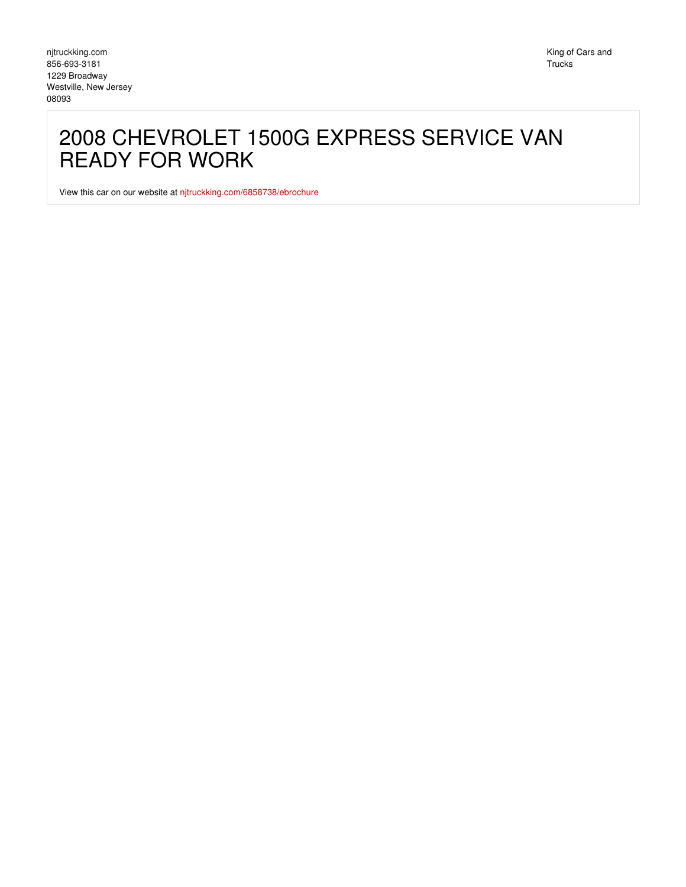njtruckking.com
856-693-3181
1229 Broadway
Westville, New Jersey
08093

King of Cars and Trucks

# 2008 CHEVROLET 1500G EXPRESS SERVICE VAN READY FOR WORK

View this car on our website at njtruckking.com/6858738/ebrochure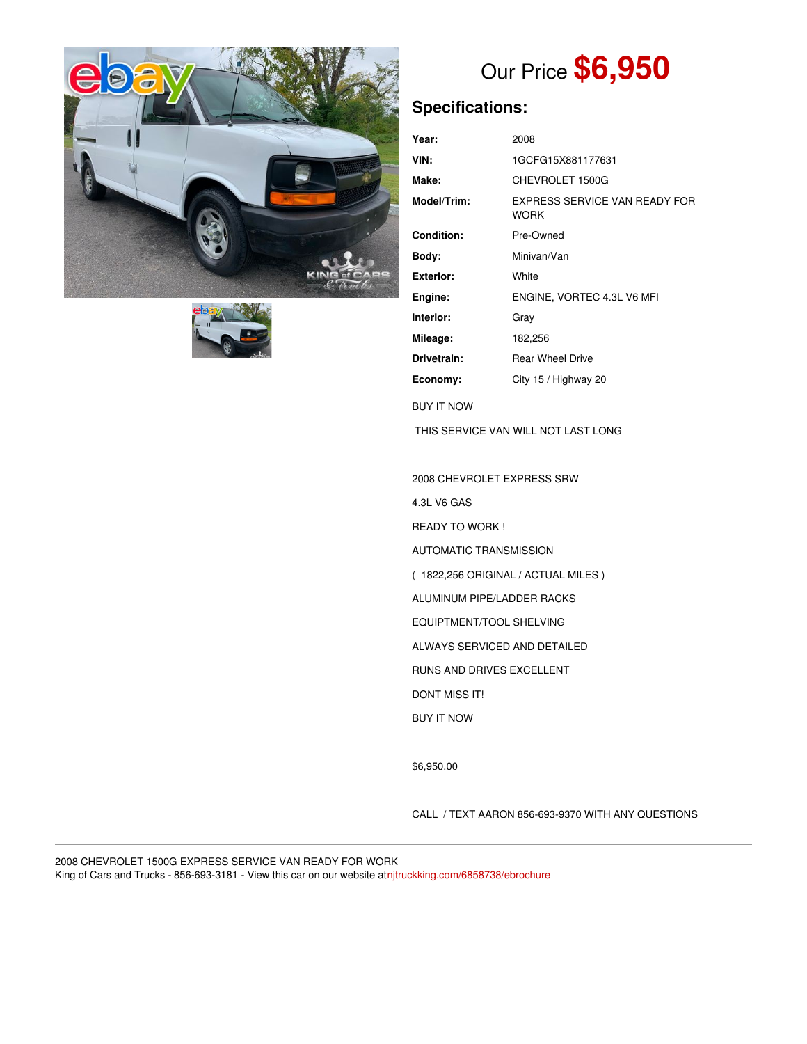# Our Price $6,950

## Specifications:

| | |
|---|---|
| **Year:** | 2008 |
| **VIN:** | 1GCFG15X881177631 |
| **Make:** | CHEVROLET 1500G |
| **Model/Trim:** | EXPRESS SERVICE VAN READY FOR WORK |
| **Condition:** | Pre-Owned |
| **Body:** | Minivan/Van |
| **Exterior:** | White |
| **Engine:** | ENGINE, VORTEC 4.3L V6 MFI |
| **Interior:** | Gray |
| **Mileage:** | 182,256 |
| **Drivetrain:** | Rear Wheel Drive |
| **Economy:** | City 15 / Highway 20 |

BUY IT NOW

THIS SERVICE VAN WILL NOT LAST LONG

2008 CHEVROLET EXPRESS SRW

4.3L V6 GAS

READY TO WORK !

AUTOMATIC TRANSMISSION

( 1822,256 ORIGINAL / ACTUAL MILES )

ALUMINUM PIPE/LADDER RACKS

EQUIPTMENT/TOOL SHELVING

ALWAYS SERVICED AND DETAILED

RUNS AND DRIVES EXCELLENT

DONT MISS IT!

BUY IT NOW

$6,950.00

CALL / TEXT AARON 856-693-9370 WITH ANY QUESTIONS

---

2008 CHEVROLET 1500G EXPRESS SERVICE VAN READY FOR WORK
King of Cars and Trucks - 856-693-3181 - View this car on our website atnjtruckking.com/6858738/ebrochure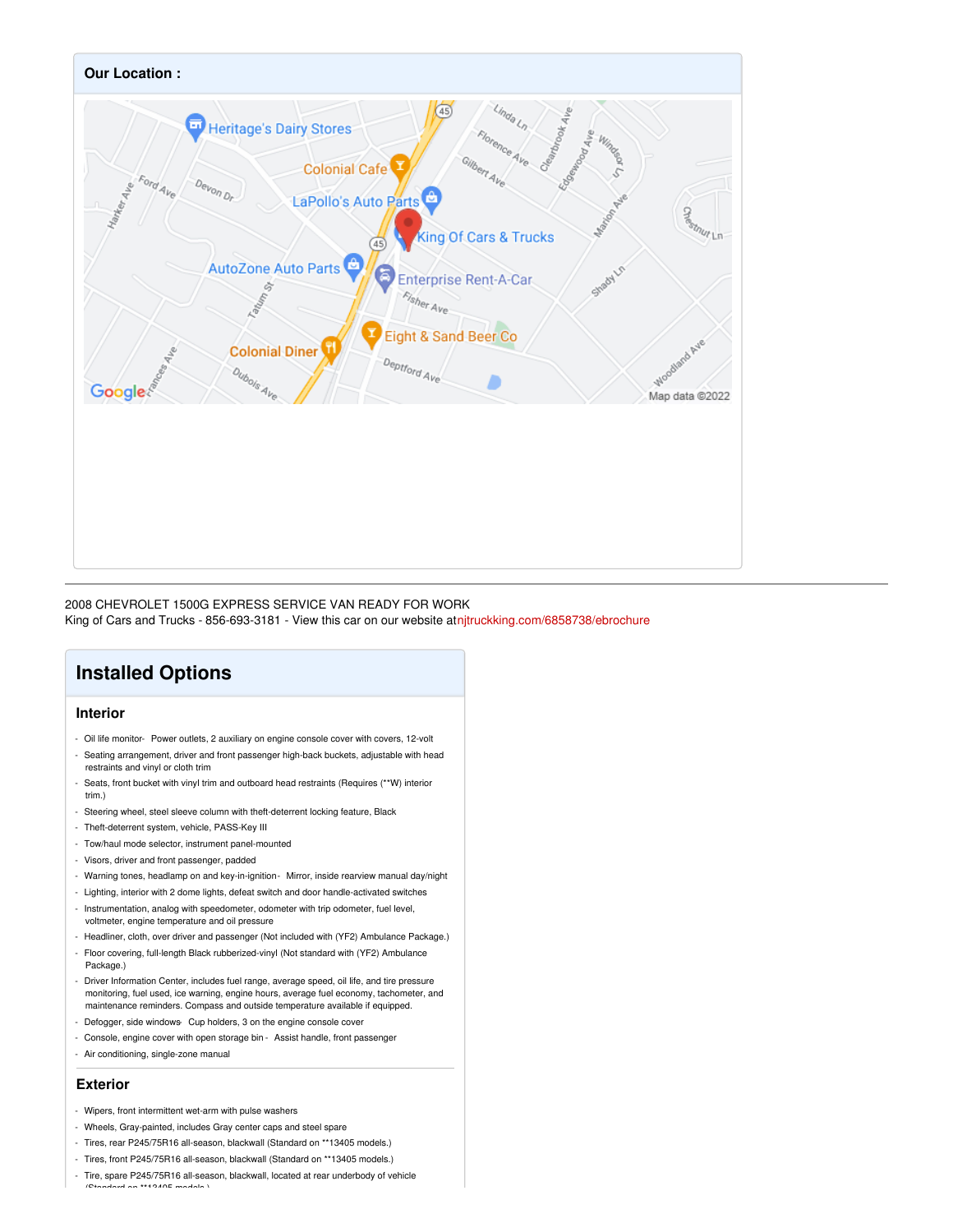## Our Location :

2008 CHEVROLET 1500G EXPRESS SERVICE VAN READY FOR WORK
King of Cars and Trucks - 856-693-3181 - View this car on our website atnjtruckking.com/6858738/ebrochure

# Installed Options

## Interior

- Oil life monitor- Power outlets, 2 auxiliary on engine console cover with covers, 12-volt
- Seating arrangement, driver and front passenger high-back buckets, adjustable with head restraints and vinyl or cloth trim
- Seats, front bucket with vinyl trim and outboard head restraints (Requires (**W) interior trim.)
- Steering wheel, steel sleeve column with theft-deterrent locking feature, Black
- Theft-deterrent system, vehicle, PASS-Key III
- Tow/haul mode selector, instrument panel-mounted
- Visors, driver and front passenger, padded
- Warning tones, headlamp on and key-in-ignition- Mirror, inside rearview manual day/night
- Lighting, interior with 2 dome lights, defeat switch and door handle-activated switches
- Instrumentation, analog with speedometer, odometer with trip odometer, fuel level, voltmeter, engine temperature and oil pressure
- Headliner, cloth, over driver and passenger (Not included with (YF2) Ambulance Package.)
- Floor covering, full-length Black rubberized-vinyl (Not standard with (YF2) Ambulance Package.)
- Driver Information Center, includes fuel range, average speed, oil life, and tire pressure monitoring, fuel used, ice warning, engine hours, average fuel economy, tachometer, and maintenance reminders. Compass and outside temperature available if equipped.
- Defogger, side windows- Cup holders, 3 on the engine console cover
- Console, engine cover with open storage bin - Assist handle, front passenger
- Air conditioning, single-zone manual

## Exterior

- Wipers, front intermittent wet-arm with pulse washers
- Wheels, Gray-painted, includes Gray center caps and steel spare
- Tires, rear P245/75R16 all-season, blackwall (Standard on **13405 models.)
- Tires, front P245/75R16 all-season, blackwall (Standard on **13405 models.)
- Tire, spare P245/75R16 all-season, blackwall, located at rear underbody of vehicle (Standard on **13405 models.)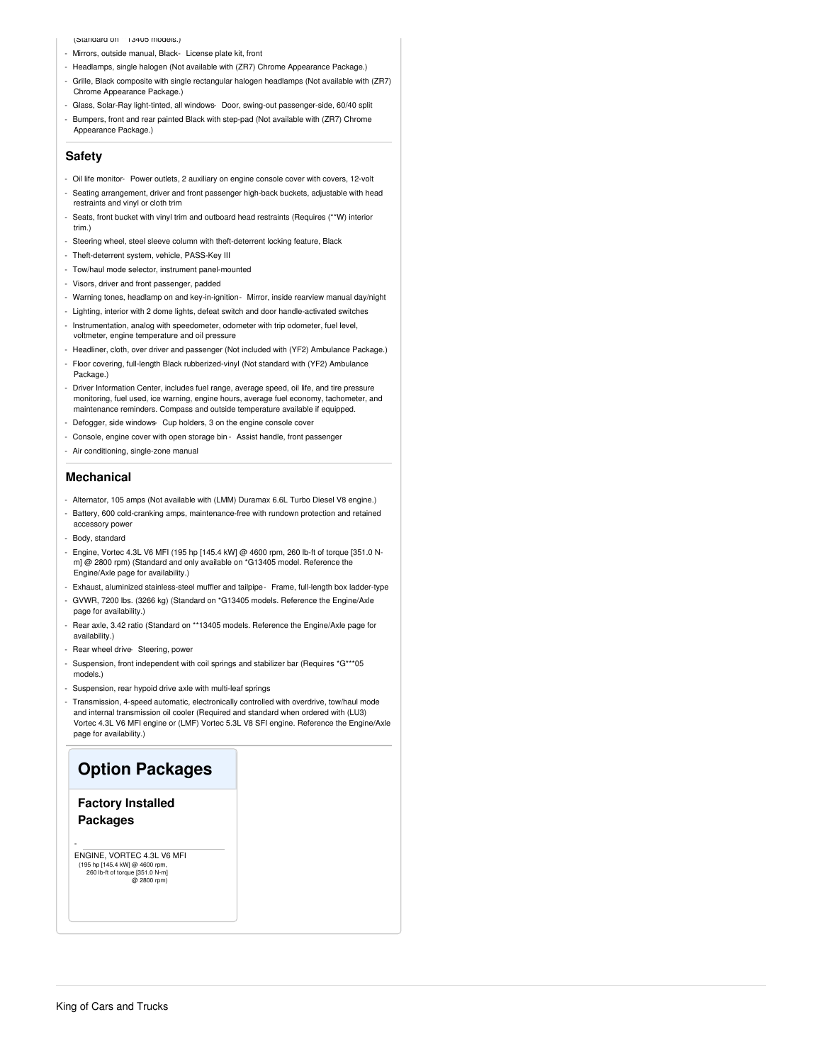(Standard on **13405 models.)

- Mirrors, outside manual, Black- License plate kit, front
- Headlamps, single halogen (Not available with (ZR7) Chrome Appearance Package.)
- Grille, Black composite with single rectangular halogen headlamps (Not available with (ZR7) Chrome Appearance Package.)
- Glass, Solar-Ray light-tinted, all windows- Door, swing-out passenger-side, 60/40 split
- Bumpers, front and rear painted Black with step-pad (Not available with (ZR7) Chrome Appearance Package.)

### Safety

- Oil life monitor- Power outlets, 2 auxiliary on engine console cover with covers, 12-volt
- Seating arrangement, driver and front passenger high-back buckets, adjustable with head restraints and vinyl or cloth trim
- Seats, front bucket with vinyl trim and outboard head restraints (Requires (**W) interior trim.)
- Steering wheel, steel sleeve column with theft-deterrent locking feature, Black
- Theft-deterrent system, vehicle, PASS-Key III
- Tow/haul mode selector, instrument panel-mounted
- Visors, driver and front passenger, padded
- Warning tones, headlamp on and key-in-ignition- Mirror, inside rearview manual day/night
- Lighting, interior with 2 dome lights, defeat switch and door handle-activated switches
- Instrumentation, analog with speedometer, odometer with trip odometer, fuel level, voltmeter, engine temperature and oil pressure
- Headliner, cloth, over driver and passenger (Not included with (YF2) Ambulance Package.)
- Floor covering, full-length Black rubberized-vinyl (Not standard with (YF2) Ambulance Package.)
- Driver Information Center, includes fuel range, average speed, oil life, and tire pressure monitoring, fuel used, ice warning, engine hours, average fuel economy, tachometer, and maintenance reminders. Compass and outside temperature available if equipped.
- Defogger, side windows- Cup holders, 3 on the engine console cover
- Console, engine cover with open storage bin - Assist handle, front passenger
- Air conditioning, single-zone manual

### Mechanical

- Alternator, 105 amps (Not available with (LMM) Duramax 6.6L Turbo Diesel V8 engine.)
- Battery, 600 cold-cranking amps, maintenance-free with rundown protection and retained accessory power
- Body, standard
- Engine, Vortec 4.3L V6 MFI (195 hp [145.4 kW] @ 4600 rpm, 260 lb-ft of torque [351.0 N-m] @ 2800 rpm) (Standard and only available on *G13405 model. Reference the Engine/Axle page for availability.)
- Exhaust, aluminized stainless-steel muffler and tailpipe- Frame, full-length box ladder-type
- GVWR, 7200 lbs. (3266 kg) (Standard on *G13405 models. Reference the Engine/Axle page for availability.)
- Rear axle, 3.42 ratio (Standard on **13405 models. Reference the Engine/Axle page for availability.)
- Rear wheel drive- Steering, power
- Suspension, front independent with coil springs and stabilizer bar (Requires *G***05 models.)
- Suspension, rear hypoid drive axle with multi-leaf springs
- Transmission, 4-speed automatic, electronically controlled with overdrive, tow/haul mode and internal transmission oil cooler (Required and standard when ordered with (LU3) Vortec 4.3L V6 MFI engine or (LMF) Vortec 5.3L V8 SFI engine. Reference the Engine/Axle page for availability.)

## Option Packages

### Factory Installed Packages

-

ENGINE, VORTEC 4.3L V6 MFI
(195 hp [145.4 kW] @ 4600 rpm, 260 lb-ft of torque [351.0 N-m] @ 2800 rpm)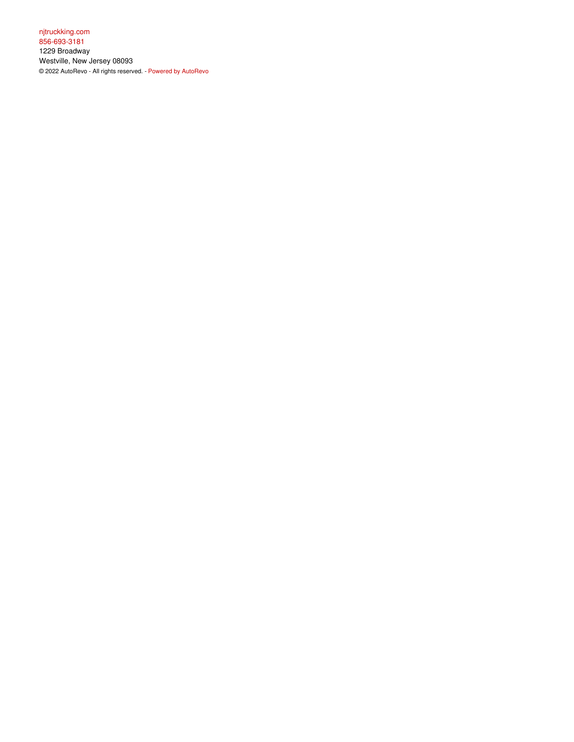njtruckking.com
856-693-3181
1229 Broadway
Westville, New Jersey 08093
© 2022 AutoRevo - All rights reserved. - Powered by AutoRevo